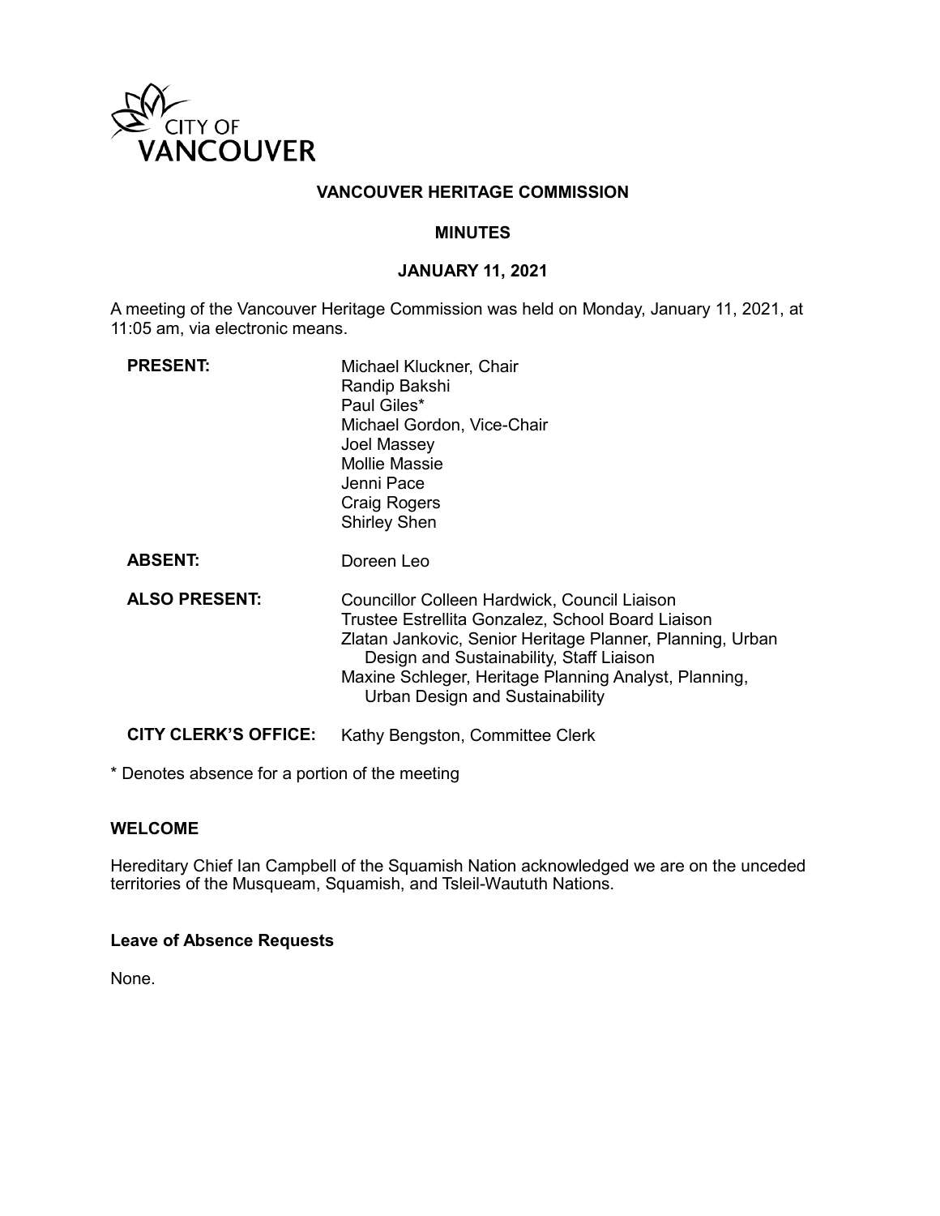CITY OF VANCOUVER

# VANCOUVER HERITAGE COMMISSION

## MINUTES

## JANUARY 11, 2021

A meeting of the Vancouver Heritage Commission was held on Monday, January 11, 2021, at 11:05 am, via electronic means.

| | |
|---|---|
| **PRESENT:** | Michael Kluckner, Chair<br>Randip Bakshi<br>Paul Giles*<br>Michael Gordon, Vice-Chair<br>Joel Massey<br>Mollie Massie<br>Jenni Pace<br>Craig Rogers<br>Shirley Shen |
| **ABSENT:** | Doreen Leo |
| **ALSO PRESENT:** | Councillor Colleen Hardwick, Council Liaison<br>Trustee Estrellita Gonzalez, School Board Liaison<br>Zlatan Jankovic, Senior Heritage Planner, Planning, Urban Design and Sustainability, Staff Liaison<br>Maxine Schleger, Heritage Planning Analyst, Planning, Urban Design and Sustainability |
| **CITY CLERK'S OFFICE:** | Kathy Bengston, Committee Clerk |

* Denotes absence for a portion of the meeting

### WELCOME

Hereditary Chief Ian Campbell of the Squamish Nation acknowledged we are on the unceded territories of the Musqueam, Squamish, and Tsleil-Waututh Nations.

### Leave of Absence Requests

None.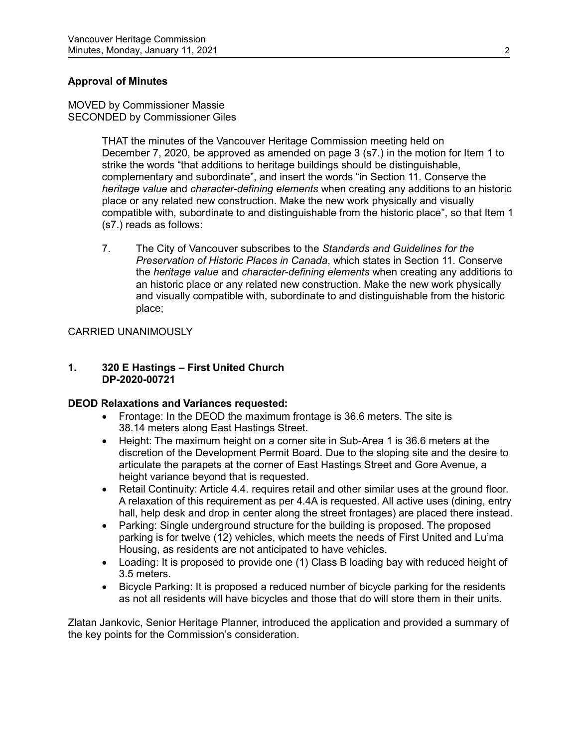**Approval of Minutes**

MOVED by Commissioner Massie
SECONDED by Commissioner Giles

> THAT the minutes of the Vancouver Heritage Commission meeting held on December 7, 2020, be approved as amended on page 3 (s7.) in the motion for Item 1 to strike the words "that additions to heritage buildings should be distinguishable, complementary and subordinate", and insert the words "in Section 11. Conserve the *heritage value* and *character-defining elements* when creating any additions to an historic place or any related new construction. Make the new work physically and visually compatible with, subordinate to and distinguishable from the historic place", so that Item 1 (s7.) reads as follows:
>
> 7. The City of Vancouver subscribes to the *Standards and Guidelines for the Preservation of Historic Places in Canada*, which states in Section 11. Conserve the *heritage value* and *character-defining elements* when creating any additions to an historic place or any related new construction. Make the new work physically and visually compatible with, subordinate to and distinguishable from the historic place;

CARRIED UNANIMOUSLY

## 1. 320 E Hastings – First United Church DP-2020-00721

**DEOD Relaxations and Variances requested:**

- Frontage: In the DEOD the maximum frontage is 36.6 meters. The site is 38.14 meters along East Hastings Street.
- Height: The maximum height on a corner site in Sub-Area 1 is 36.6 meters at the discretion of the Development Permit Board. Due to the sloping site and the desire to articulate the parapets at the corner of East Hastings Street and Gore Avenue, a height variance beyond that is requested.
- Retail Continuity: Article 4.4. requires retail and other similar uses at the ground floor. A relaxation of this requirement as per 4.4A is requested. All active uses (dining, entry hall, help desk and drop in center along the street frontages) are placed there instead.
- Parking: Single underground structure for the building is proposed. The proposed parking is for twelve (12) vehicles, which meets the needs of First United and Lu'ma Housing, as residents are not anticipated to have vehicles.
- Loading: It is proposed to provide one (1) Class B loading bay with reduced height of 3.5 meters.
- Bicycle Parking: It is proposed a reduced number of bicycle parking for the residents as not all residents will have bicycles and those that do will store them in their units.

Zlatan Jankovic, Senior Heritage Planner, introduced the application and provided a summary of the key points for the Commission's consideration.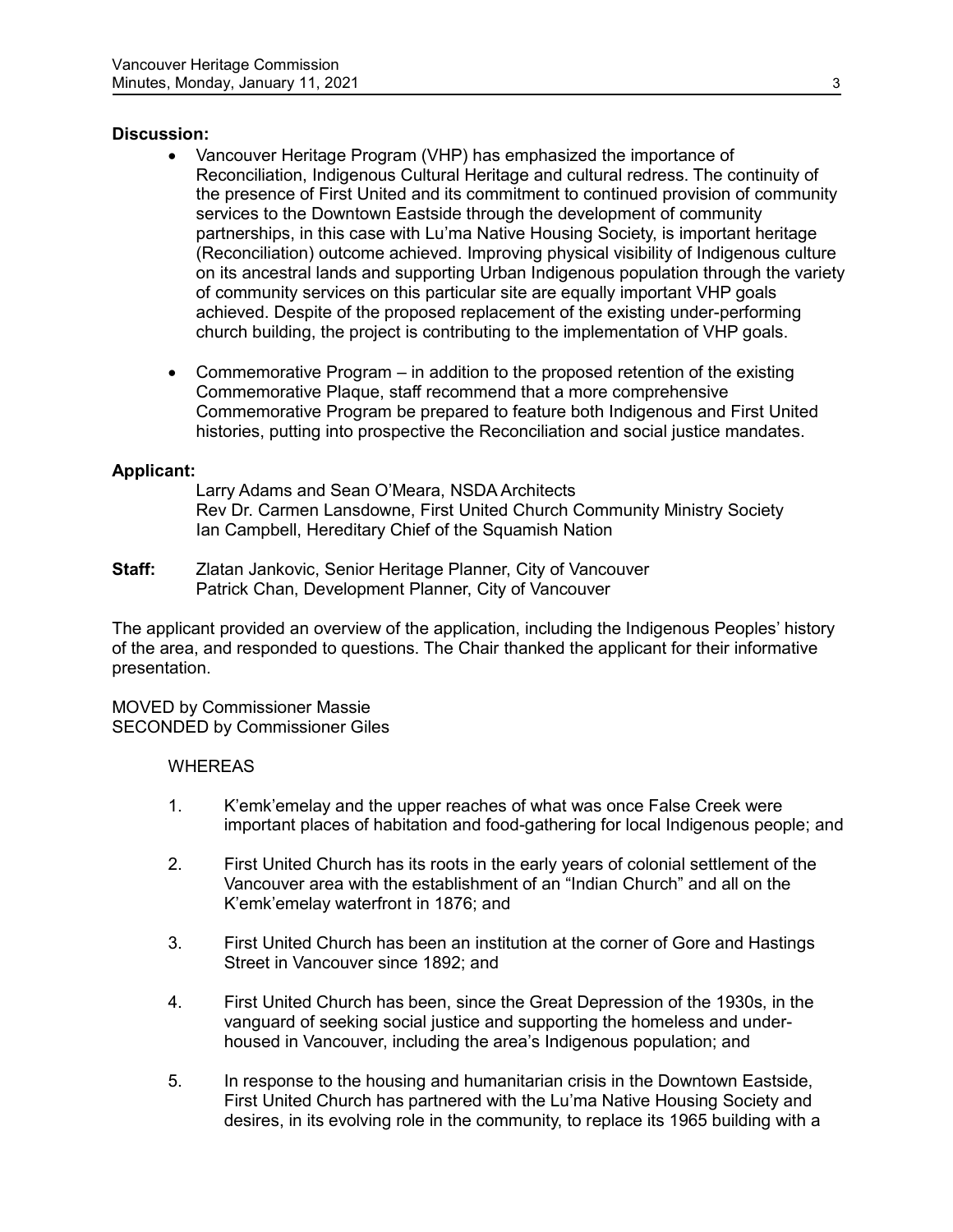**Discussion:**

- Vancouver Heritage Program (VHP) has emphasized the importance of Reconciliation, Indigenous Cultural Heritage and cultural redress. The continuity of the presence of First United and its commitment to continued provision of community services to the Downtown Eastside through the development of community partnerships, in this case with Lu'ma Native Housing Society, is important heritage (Reconciliation) outcome achieved. Improving physical visibility of Indigenous culture on its ancestral lands and supporting Urban Indigenous population through the variety of community services on this particular site are equally important VHP goals achieved. Despite of the proposed replacement of the existing under-performing church building, the project is contributing to the implementation of VHP goals.

- Commemorative Program – in addition to the proposed retention of the existing Commemorative Plaque, staff recommend that a more comprehensive Commemorative Program be prepared to feature both Indigenous and First United histories, putting into prospective the Reconciliation and social justice mandates.

**Applicant:**

Larry Adams and Sean O'Meara, NSDA Architects
Rev Dr. Carmen Lansdowne, First United Church Community Ministry Society
Ian Campbell, Hereditary Chief of the Squamish Nation

**Staff:** Zlatan Jankovic, Senior Heritage Planner, City of Vancouver
Patrick Chan, Development Planner, City of Vancouver

The applicant provided an overview of the application, including the Indigenous Peoples' history of the area, and responded to questions. The Chair thanked the applicant for their informative presentation.

MOVED by Commissioner Massie
SECONDED by Commissioner Giles

WHEREAS

1. K'emk'emelay and the upper reaches of what was once False Creek were important places of habitation and food-gathering for local Indigenous people; and

2. First United Church has its roots in the early years of colonial settlement of the Vancouver area with the establishment of an "Indian Church" and all on the K'emk'emelay waterfront in 1876; and

3. First United Church has been an institution at the corner of Gore and Hastings Street in Vancouver since 1892; and

4. First United Church has been, since the Great Depression of the 1930s, in the vanguard of seeking social justice and supporting the homeless and under-housed in Vancouver, including the area's Indigenous population; and

5. In response to the housing and humanitarian crisis in the Downtown Eastside, First United Church has partnered with the Lu'ma Native Housing Society and desires, in its evolving role in the community, to replace its 1965 building with a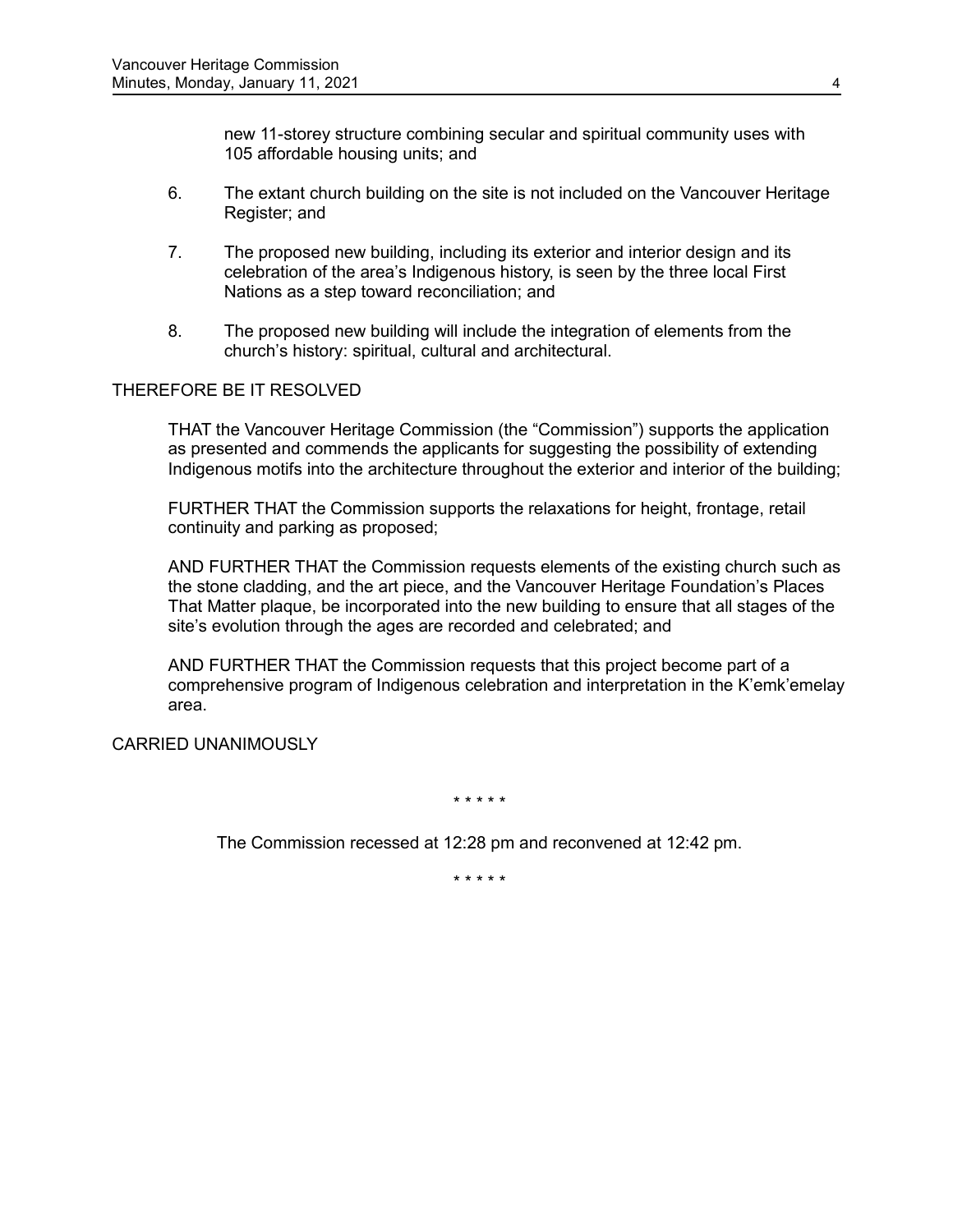new 11-storey structure combining secular and spiritual community uses with 105 affordable housing units; and

6. The extant church building on the site is not included on the Vancouver Heritage Register; and

7. The proposed new building, including its exterior and interior design and its celebration of the area's Indigenous history, is seen by the three local First Nations as a step toward reconciliation; and

8. The proposed new building will include the integration of elements from the church's history: spiritual, cultural and architectural.

THEREFORE BE IT RESOLVED

THAT the Vancouver Heritage Commission (the "Commission") supports the application as presented and commends the applicants for suggesting the possibility of extending Indigenous motifs into the architecture throughout the exterior and interior of the building;

FURTHER THAT the Commission supports the relaxations for height, frontage, retail continuity and parking as proposed;

AND FURTHER THAT the Commission requests elements of the existing church such as the stone cladding, and the art piece, and the Vancouver Heritage Foundation's Places That Matter plaque, be incorporated into the new building to ensure that all stages of the site's evolution through the ages are recorded and celebrated; and

AND FURTHER THAT the Commission requests that this project become part of a comprehensive program of Indigenous celebration and interpretation in the K'emk'emelay area.

CARRIED UNANIMOUSLY

* * * * *

The Commission recessed at 12:28 pm and reconvened at 12:42 pm.

* * * * *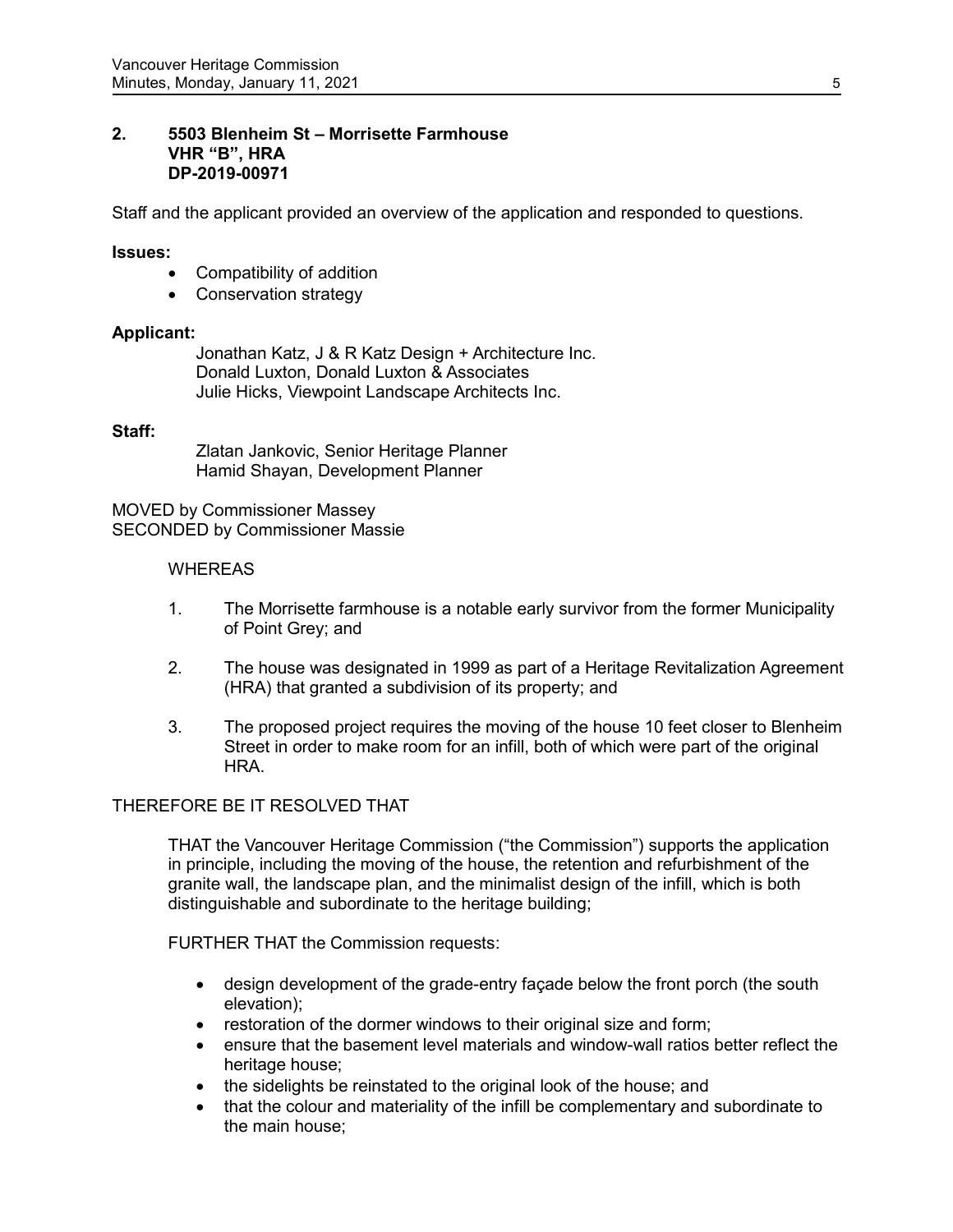## 2. 5503 Blenheim St – Morrisette Farmhouse
**VHR "B", HRA**
**DP-2019-00971**

Staff and the applicant provided an overview of the application and responded to questions.

**Issues:**

- Compatibility of addition
- Conservation strategy

**Applicant:**

Jonathan Katz, J & R Katz Design + Architecture Inc.
Donald Luxton, Donald Luxton & Associates
Julie Hicks, Viewpoint Landscape Architects Inc.

**Staff:**

Zlatan Jankovic, Senior Heritage Planner
Hamid Shayan, Development Planner

MOVED by Commissioner Massey
SECONDED by Commissioner Massie

WHEREAS

1. The Morrisette farmhouse is a notable early survivor from the former Municipality of Point Grey; and

2. The house was designated in 1999 as part of a Heritage Revitalization Agreement (HRA) that granted a subdivision of its property; and

3. The proposed project requires the moving of the house 10 feet closer to Blenheim Street in order to make room for an infill, both of which were part of the original HRA.

THEREFORE BE IT RESOLVED THAT

THAT the Vancouver Heritage Commission ("the Commission") supports the application in principle, including the moving of the house, the retention and refurbishment of the granite wall, the landscape plan, and the minimalist design of the infill, which is both distinguishable and subordinate to the heritage building;

FURTHER THAT the Commission requests:

- design development of the grade-entry façade below the front porch (the south elevation);
- restoration of the dormer windows to their original size and form;
- ensure that the basement level materials and window-wall ratios better reflect the heritage house;
- the sidelights be reinstated to the original look of the house; and
- that the colour and materiality of the infill be complementary and subordinate to the main house;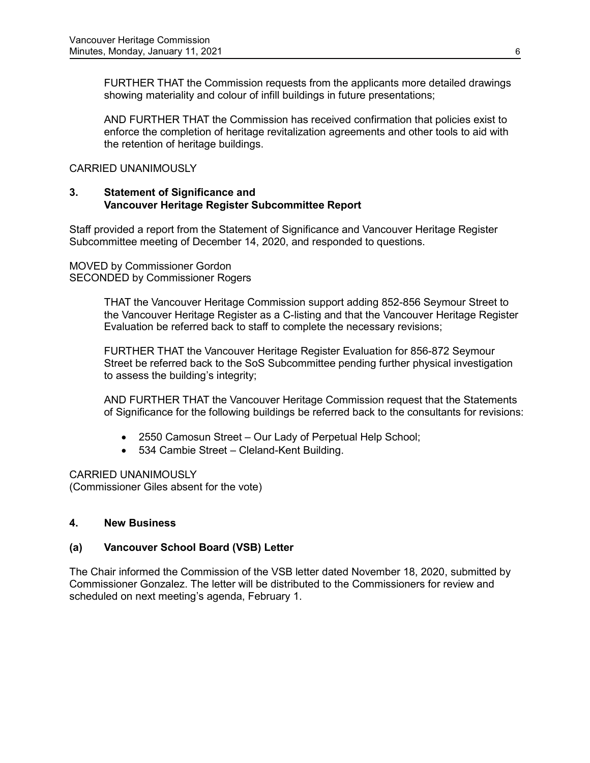FURTHER THAT the Commission requests from the applicants more detailed drawings showing materiality and colour of infill buildings in future presentations;

AND FURTHER THAT the Commission has received confirmation that policies exist to enforce the completion of heritage revitalization agreements and other tools to aid with the retention of heritage buildings.

CARRIED UNANIMOUSLY

## 3. Statement of Significance and Vancouver Heritage Register Subcommittee Report

Staff provided a report from the Statement of Significance and Vancouver Heritage Register Subcommittee meeting of December 14, 2020, and responded to questions.

MOVED by Commissioner Gordon
SECONDED by Commissioner Rogers

> THAT the Vancouver Heritage Commission support adding 852-856 Seymour Street to the Vancouver Heritage Register as a C-listing and that the Vancouver Heritage Register Evaluation be referred back to staff to complete the necessary revisions;
>
> FURTHER THAT the Vancouver Heritage Register Evaluation for 856-872 Seymour Street be referred back to the SoS Subcommittee pending further physical investigation to assess the building's integrity;
>
> AND FURTHER THAT the Vancouver Heritage Commission request that the Statements of Significance for the following buildings be referred back to the consultants for revisions:
>
> - 2550 Camosun Street – Our Lady of Perpetual Help School;
> - 534 Cambie Street – Cleland-Kent Building.

CARRIED UNANIMOUSLY
(Commissioner Giles absent for the vote)

## 4. New Business

### (a) Vancouver School Board (VSB) Letter

The Chair informed the Commission of the VSB letter dated November 18, 2020, submitted by Commissioner Gonzalez. The letter will be distributed to the Commissioners for review and scheduled on next meeting's agenda, February 1.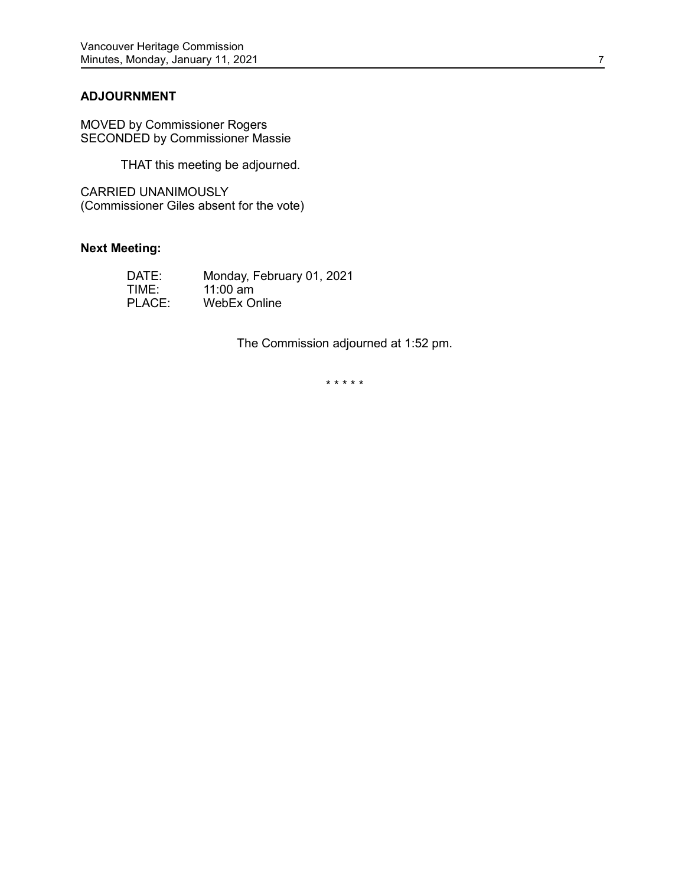## ADJOURNMENT

MOVED by Commissioner Rogers
SECONDED by Commissioner Massie

THAT this meeting be adjourned.

CARRIED UNANIMOUSLY
(Commissioner Giles absent for the vote)

**Next Meeting:**

DATE: Monday, February 01, 2021
TIME: 11:00 am
PLACE: WebEx Online

The Commission adjourned at 1:52 pm.

* * * * *